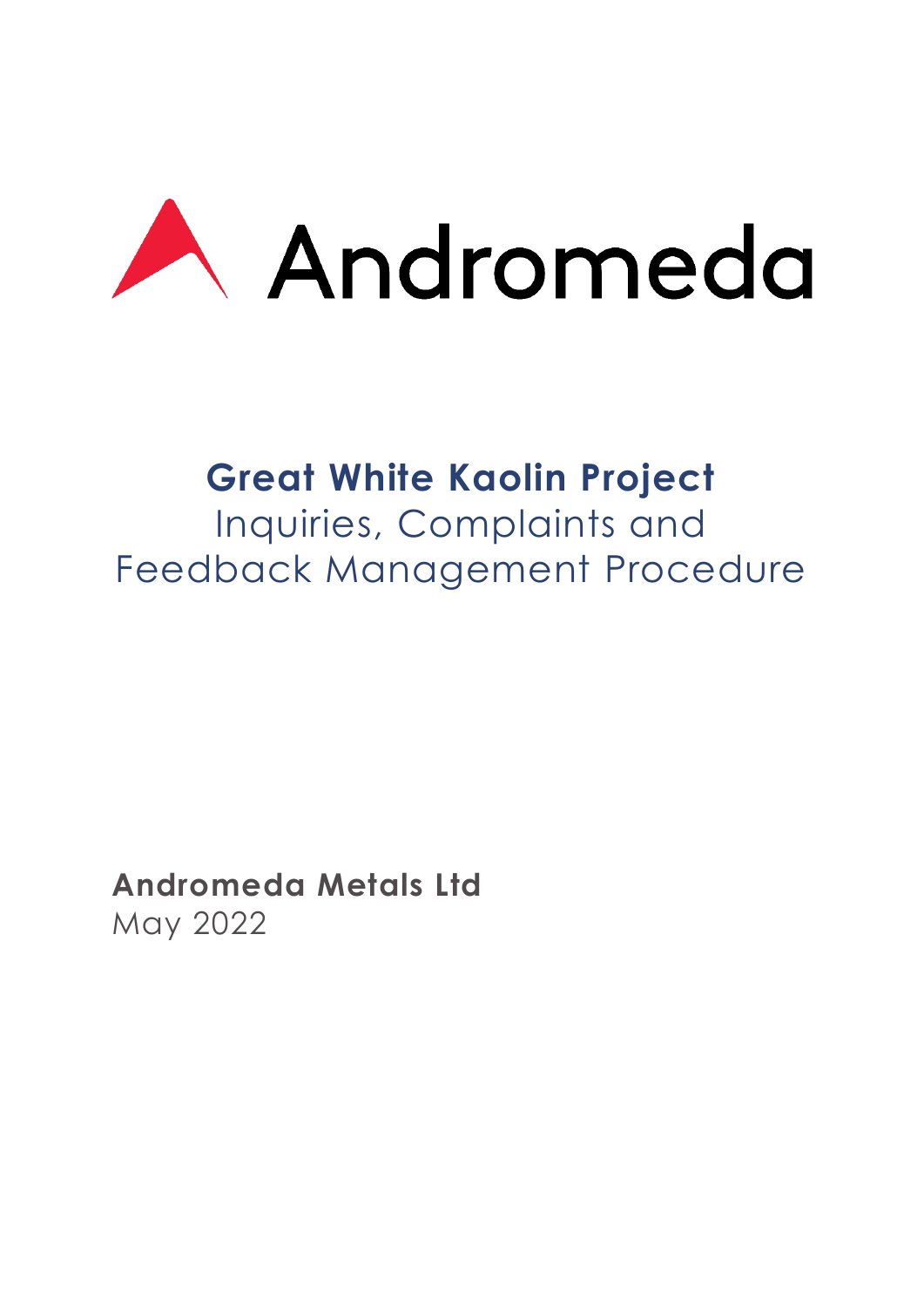Andromeda

# Great White Kaolin Project

## Inquiries, Complaints and Feedback Management Procedure

**Andromeda Metals Ltd**
May 2022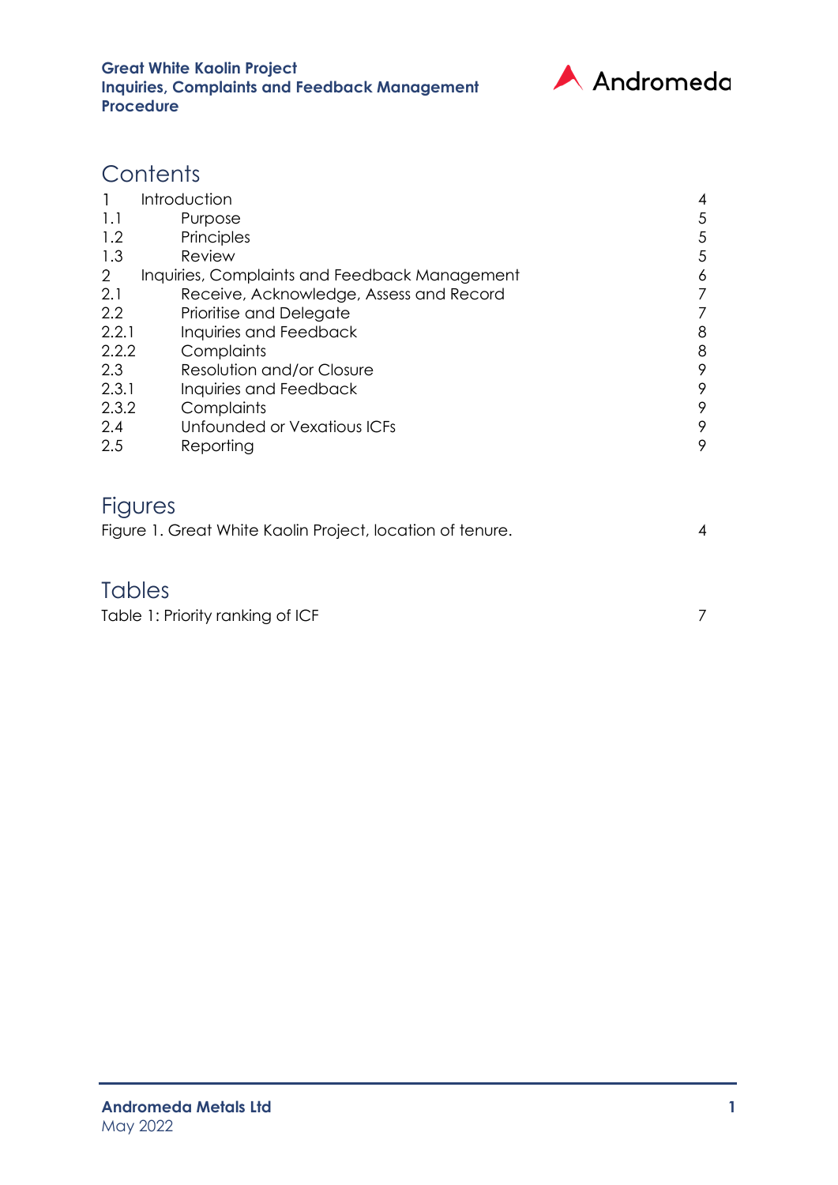# Contents

| | | |
|---|---|---|
| 1 | Introduction | 4 |
| 1.1 | Purpose | 5 |
| 1.2 | Principles | 5 |
| 1.3 | Review | 5 |
| 2 | Inquiries, Complaints and Feedback Management | 6 |
| 2.1 | Receive, Acknowledge, Assess and Record | 7 |
| 2.2 | Prioritise and Delegate | 7 |
| 2.2.1 | Inquiries and Feedback | 8 |
| 2.2.2 | Complaints | 8 |
| 2.3 | Resolution and/or Closure | 9 |
| 2.3.1 | Inquiries and Feedback | 9 |
| 2.3.2 | Complaints | 9 |
| 2.4 | Unfounded or Vexatious ICFs | 9 |
| 2.5 | Reporting | 9 |

# Figures

Figure 1. Great White Kaolin Project, location of tenure. 4

# Tables

Table 1: Priority ranking of ICF 7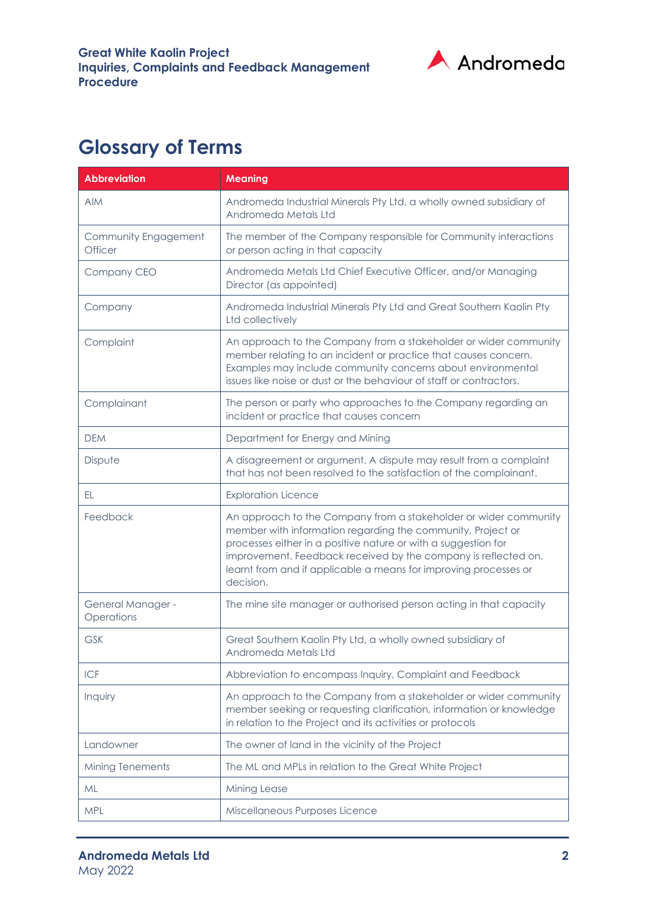## Glossary of Terms

| Abbreviation | Meaning |
|---|---|
| AIM | Andromeda Industrial Minerals Pty Ltd, a wholly owned subsidiary of Andromeda Metals Ltd |
| Community Engagement Officer | The member of the Company responsible for Community interactions or person acting in that capacity |
| Company CEO | Andromeda Metals Ltd Chief Executive Officer, and/or Managing Director (as appointed) |
| Company | Andromeda Industrial Minerals Pty Ltd and Great Southern Kaolin Pty Ltd collectively |
| Complaint | An approach to the Company from a stakeholder or wider community member relating to an incident or practice that causes concern. Examples may include community concerns about environmental issues like noise or dust or the behaviour of staff or contractors. |
| Complainant | The person or party who approaches to the Company regarding an incident or practice that causes concern |
| DEM | Department for Energy and Mining |
| Dispute | A disagreement or argument. A dispute may result from a complaint that has not been resolved to the satisfaction of the complainant. |
| EL | Exploration Licence |
| Feedback | An approach to the Company from a stakeholder or wider community member with information regarding the community, Project or processes either in a positive nature or with a suggestion for improvement. Feedback received by the company is reflected on, learnt from and if applicable a means for improving processes or decision. |
| General Manager - Operations | The mine site manager or authorised person acting in that capacity |
| GSK | Great Southern Kaolin Pty Ltd, a wholly owned subsidiary of Andromeda Metals Ltd |
| ICF | Abbreviation to encompass Inquiry, Complaint and Feedback |
| Inquiry | An approach to the Company from a stakeholder or wider community member seeking or requesting clarification, information or knowledge in relation to the Project and its activities or protocols |
| Landowner | The owner of land in the vicinity of the Project |
| Mining Tenements | The ML and MPLs in relation to the Great White Project |
| ML | Mining Lease |
| MPL | Miscellaneous Purposes Licence |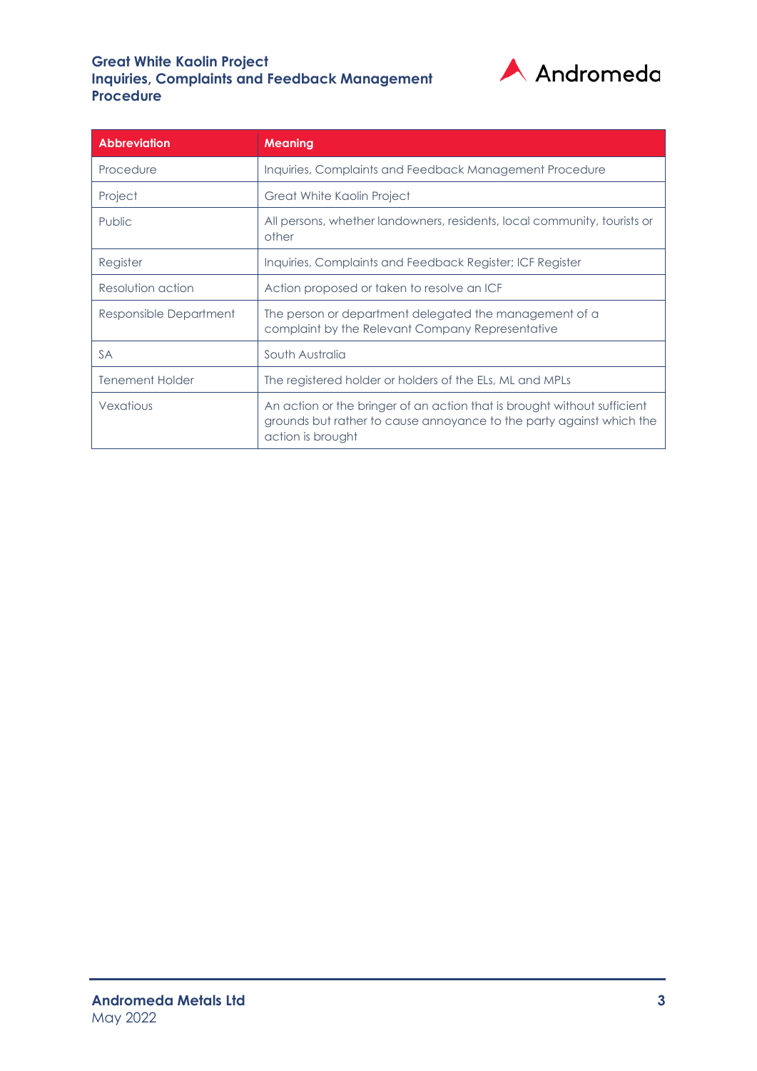| Abbreviation | Meaning |
|---|---|
| Procedure | Inquiries, Complaints and Feedback Management Procedure |
| Project | Great White Kaolin Project |
| Public | All persons, whether landowners, residents, local community, tourists or other |
| Register | Inquiries, Complaints and Feedback Register; ICF Register |
| Resolution action | Action proposed or taken to resolve an ICF |
| Responsible Department | The person or department delegated the management of a complaint by the Relevant Company Representative |
| SA | South Australia |
| Tenement Holder | The registered holder or holders of the ELs, ML and MPLs |
| Vexatious | An action or the bringer of an action that is brought without sufficient grounds but rather to cause annoyance to the party against which the action is brought |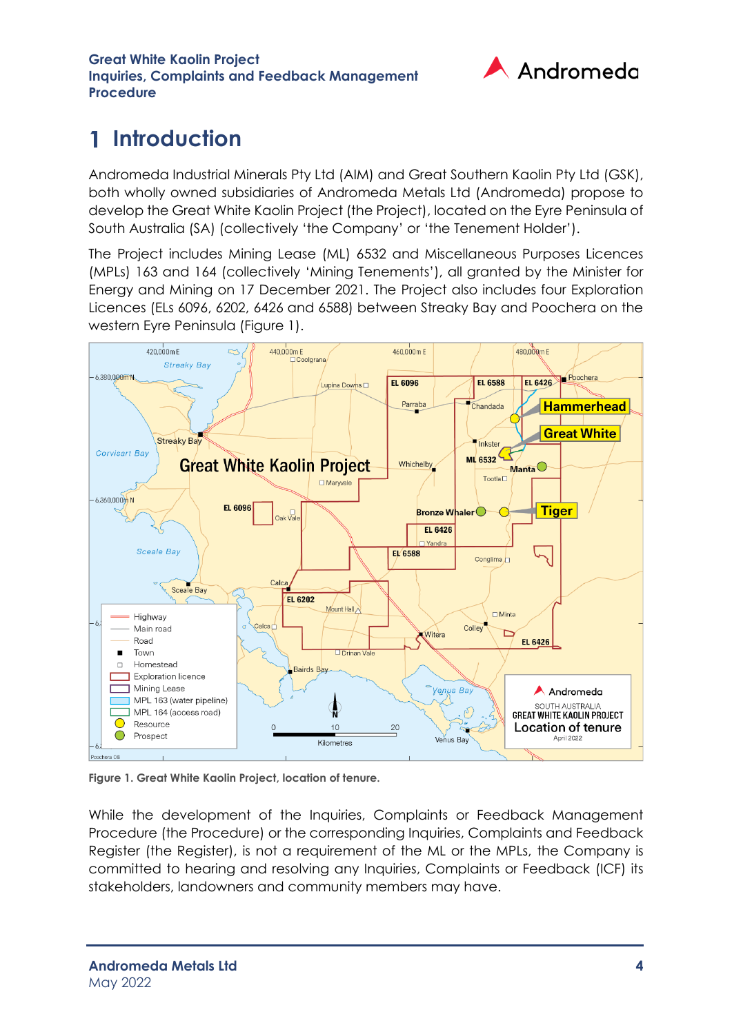# 1 Introduction

Andromeda Industrial Minerals Pty Ltd (AIM) and Great Southern Kaolin Pty Ltd (GSK), both wholly owned subsidiaries of Andromeda Metals Ltd (Andromeda) propose to develop the Great White Kaolin Project (the Project), located on the Eyre Peninsula of South Australia (SA) (collectively 'the Company' or 'the Tenement Holder').

The Project includes Mining Lease (ML) 6532 and Miscellaneous Purposes Licences (MPLs) 163 and 164 (collectively 'Mining Tenements'), all granted by the Minister for Energy and Mining on 17 December 2021. The Project also includes four Exploration Licences (ELs 6096, 6202, 6426 and 6588) between Streaky Bay and Poochera on the western Eyre Peninsula (Figure 1).

**Figure 1. Great White Kaolin Project, location of tenure.**

While the development of the Inquiries, Complaints or Feedback Management Procedure (the Procedure) or the corresponding Inquiries, Complaints and Feedback Register (the Register), is not a requirement of the ML or the MPLs, the Company is committed to hearing and resolving any Inquiries, Complaints or Feedback (ICF) its stakeholders, landowners and community members may have.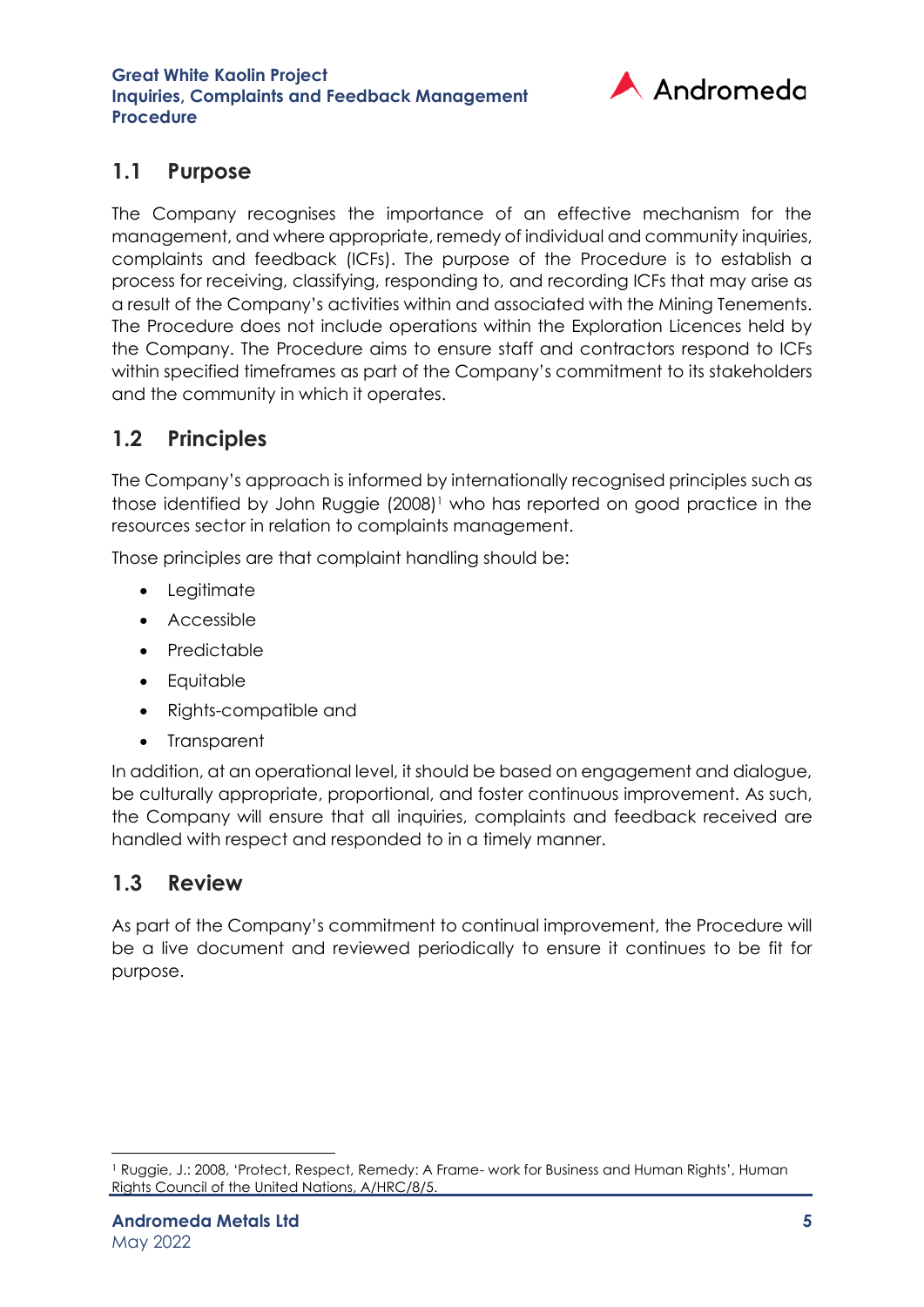## 1.1 Purpose

The Company recognises the importance of an effective mechanism for the management, and where appropriate, remedy of individual and community inquiries, complaints and feedback (ICFs). The purpose of the Procedure is to establish a process for receiving, classifying, responding to, and recording ICFs that may arise as a result of the Company's activities within and associated with the Mining Tenements. The Procedure does not include operations within the Exploration Licences held by the Company. The Procedure aims to ensure staff and contractors respond to ICFs within specified timeframes as part of the Company's commitment to its stakeholders and the community in which it operates.

## 1.2 Principles

The Company's approach is informed by internationally recognised principles such as those identified by John Ruggie (2008)[1] who has reported on good practice in the resources sector in relation to complaints management.

Those principles are that complaint handling should be:

- Legitimate
- Accessible
- Predictable
- Equitable
- Rights-compatible and
- Transparent

In addition, at an operational level, it should be based on engagement and dialogue, be culturally appropriate, proportional, and foster continuous improvement. As such, the Company will ensure that all inquiries, complaints and feedback received are handled with respect and responded to in a timely manner.

## 1.3 Review

As part of the Company's commitment to continual improvement, the Procedure will be a live document and reviewed periodically to ensure it continues to be fit for purpose.

[1] Ruggie, J.: 2008, 'Protect, Respect, Remedy: A Frame- work for Business and Human Rights', Human Rights Council of the United Nations, A/HRC/8/5.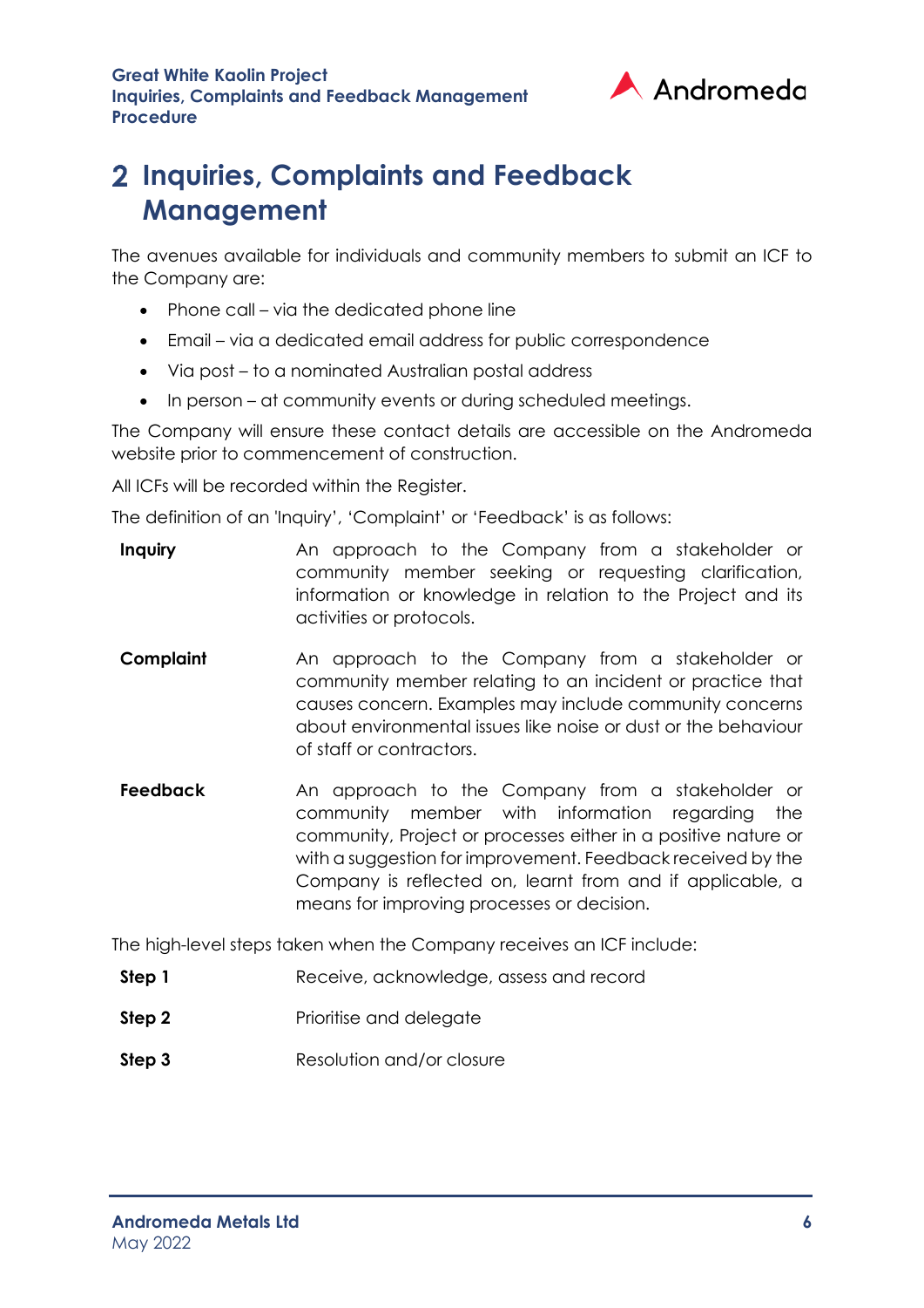# 2 Inquiries, Complaints and Feedback Management

The avenues available for individuals and community members to submit an ICF to the Company are:

- Phone call – via the dedicated phone line
- Email – via a dedicated email address for public correspondence
- Via post – to a nominated Australian postal address
- In person – at community events or during scheduled meetings.

The Company will ensure these contact details are accessible on the Andromeda website prior to commencement of construction.

All ICFs will be recorded within the Register.

The definition of an 'Inquiry', 'Complaint' or 'Feedback' is as follows:

**Inquiry** — An approach to the Company from a stakeholder or community member seeking or requesting clarification, information or knowledge in relation to the Project and its activities or protocols.

**Complaint** — An approach to the Company from a stakeholder or community member relating to an incident or practice that causes concern. Examples may include community concerns about environmental issues like noise or dust or the behaviour of staff or contractors.

**Feedback** — An approach to the Company from a stakeholder or community member with information regarding the community, Project or processes either in a positive nature or with a suggestion for improvement. Feedback received by the Company is reflected on, learnt from and if applicable, a means for improving processes or decision.

The high-level steps taken when the Company receives an ICF include:

**Step 1** — Receive, acknowledge, assess and record

**Step 2** — Prioritise and delegate

**Step 3** — Resolution and/or closure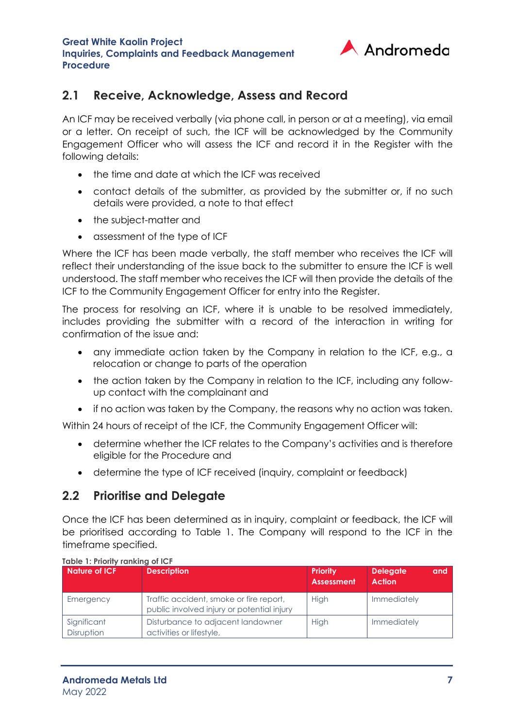## 2.1 Receive, Acknowledge, Assess and Record

An ICF may be received verbally (via phone call, in person or at a meeting), via email or a letter. On receipt of such, the ICF will be acknowledged by the Community Engagement Officer who will assess the ICF and record it in the Register with the following details:

- the time and date at which the ICF was received
- contact details of the submitter, as provided by the submitter or, if no such details were provided, a note to that effect
- the subject-matter and
- assessment of the type of ICF

Where the ICF has been made verbally, the staff member who receives the ICF will reflect their understanding of the issue back to the submitter to ensure the ICF is well understood. The staff member who receives the ICF will then provide the details of the ICF to the Community Engagement Officer for entry into the Register.

The process for resolving an ICF, where it is unable to be resolved immediately, includes providing the submitter with a record of the interaction in writing for confirmation of the issue and:

- any immediate action taken by the Company in relation to the ICF, e.g., a relocation or change to parts of the operation
- the action taken by the Company in relation to the ICF, including any follow-up contact with the complainant and
- if no action was taken by the Company, the reasons why no action was taken.

Within 24 hours of receipt of the ICF, the Community Engagement Officer will:

- determine whether the ICF relates to the Company's activities and is therefore eligible for the Procedure and
- determine the type of ICF received (inquiry, complaint or feedback)

## 2.2 Prioritise and Delegate

Once the ICF has been determined as in inquiry, complaint or feedback, the ICF will be prioritised according to Table 1. The Company will respond to the ICF in the timeframe specified.

**Table 1: Priority ranking of ICF**

| Nature of ICF | Description | Priority Assessment | Delegate and Action |
|---|---|---|---|
| Emergency | Traffic accident, smoke or fire report, public involved injury or potential injury | High | Immediately |
| Significant Disruption | Disturbance to adjacent landowner activities or lifestyle, | High | Immediately |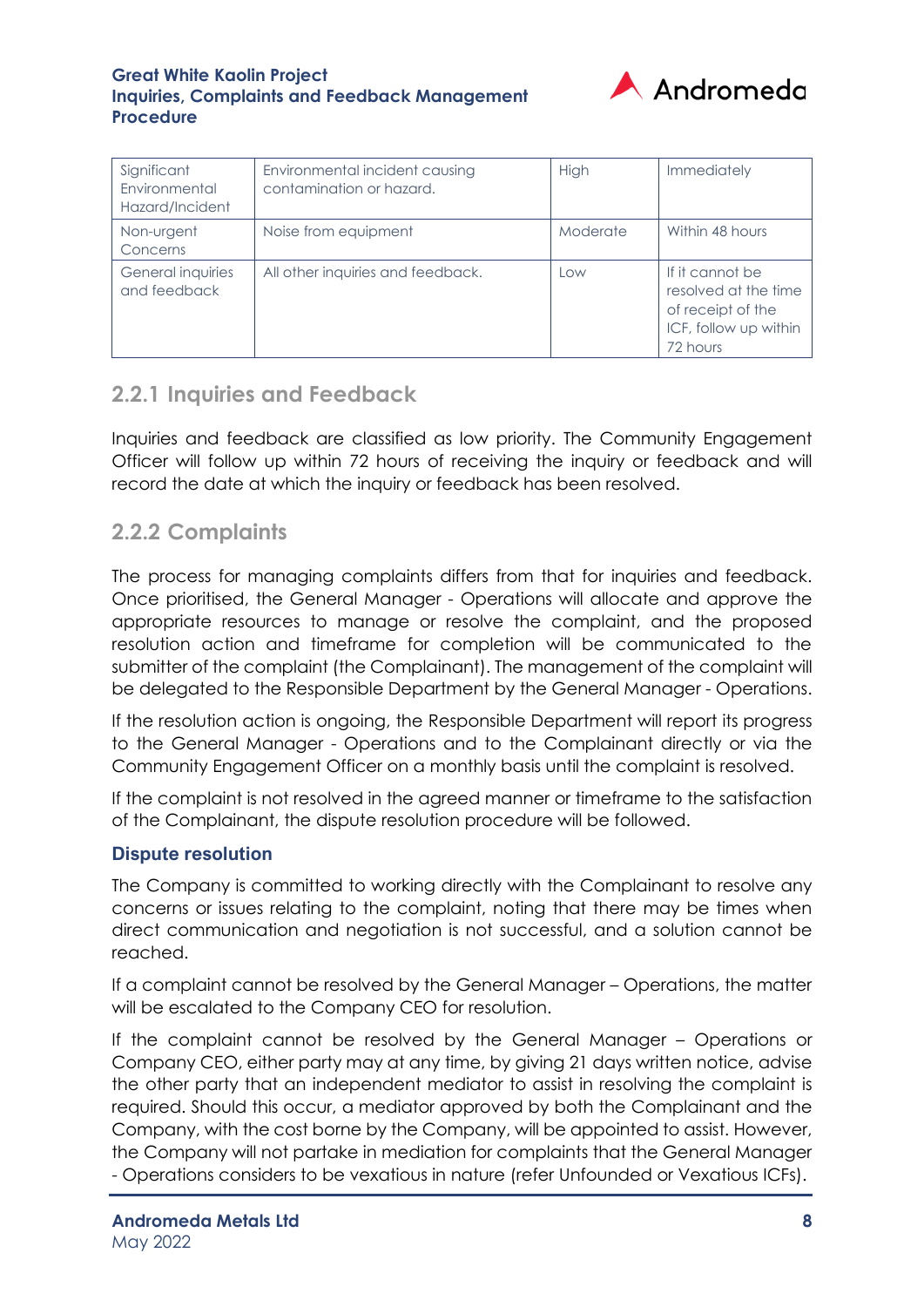| Significant Environmental Hazard/Incident | Environmental incident causing contamination or hazard. | High | Immediately |
|---|---|---|---|
| Non-urgent Concerns | Noise from equipment | Moderate | Within 48 hours |
| General inquiries and feedback | All other inquiries and feedback. | Low | If it cannot be resolved at the time of receipt of the ICF, follow up within 72 hours |

### 2.2.1 Inquiries and Feedback

Inquiries and feedback are classified as low priority. The Community Engagement Officer will follow up within 72 hours of receiving the inquiry or feedback and will record the date at which the inquiry or feedback has been resolved.

### 2.2.2 Complaints

The process for managing complaints differs from that for inquiries and feedback. Once prioritised, the General Manager - Operations will allocate and approve the appropriate resources to manage or resolve the complaint, and the proposed resolution action and timeframe for completion will be communicated to the submitter of the complaint (the Complainant). The management of the complaint will be delegated to the Responsible Department by the General Manager - Operations.

If the resolution action is ongoing, the Responsible Department will report its progress to the General Manager - Operations and to the Complainant directly or via the Community Engagement Officer on a monthly basis until the complaint is resolved.

If the complaint is not resolved in the agreed manner or timeframe to the satisfaction of the Complainant, the dispute resolution procedure will be followed.

#### Dispute resolution

The Company is committed to working directly with the Complainant to resolve any concerns or issues relating to the complaint, noting that there may be times when direct communication and negotiation is not successful, and a solution cannot be reached.

If a complaint cannot be resolved by the General Manager – Operations, the matter will be escalated to the Company CEO for resolution.

If the complaint cannot be resolved by the General Manager – Operations or Company CEO, either party may at any time, by giving 21 days written notice, advise the other party that an independent mediator to assist in resolving the complaint is required. Should this occur, a mediator approved by both the Complainant and the Company, with the cost borne by the Company, will be appointed to assist. However, the Company will not partake in mediation for complaints that the General Manager - Operations considers to be vexatious in nature (refer Unfounded or Vexatious ICFs).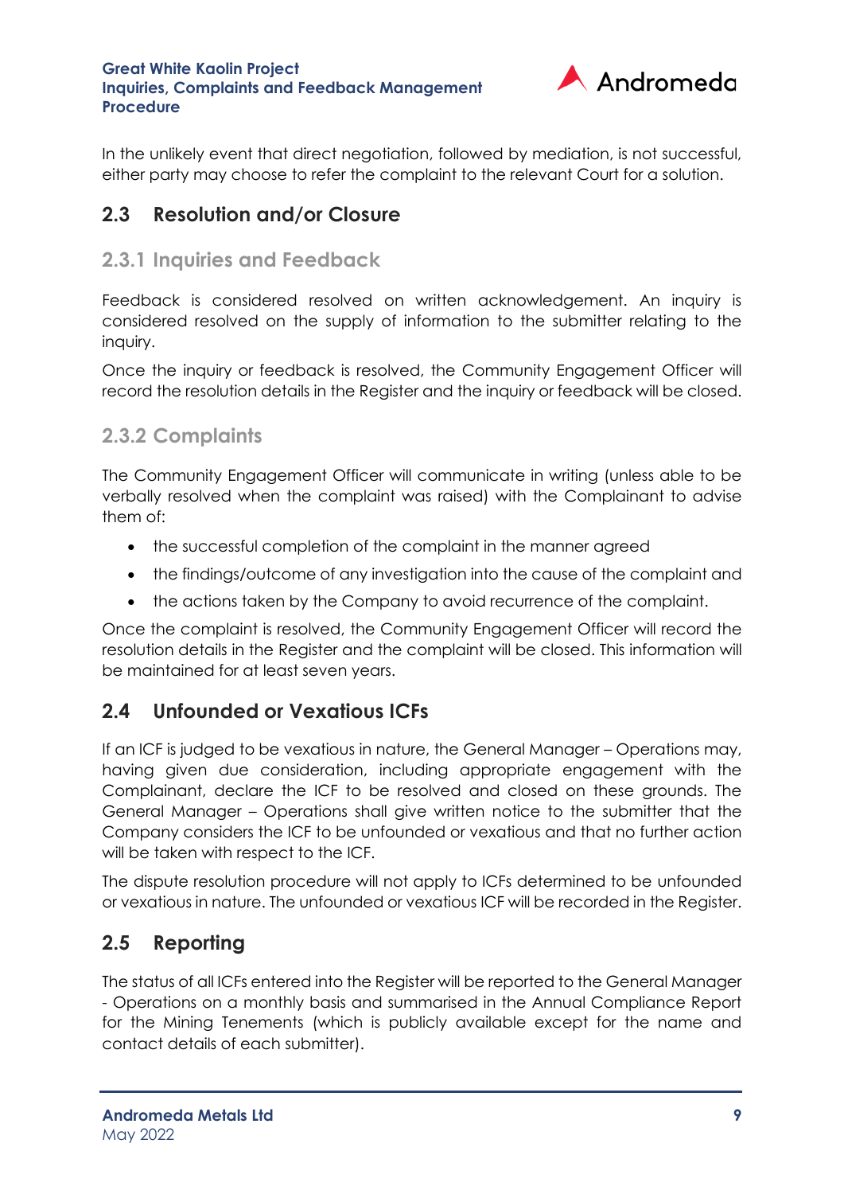In the unlikely event that direct negotiation, followed by mediation, is not successful, either party may choose to refer the complaint to the relevant Court for a solution.

## 2.3 Resolution and/or Closure

### 2.3.1 Inquiries and Feedback

Feedback is considered resolved on written acknowledgement. An inquiry is considered resolved on the supply of information to the submitter relating to the inquiry.

Once the inquiry or feedback is resolved, the Community Engagement Officer will record the resolution details in the Register and the inquiry or feedback will be closed.

### 2.3.2 Complaints

The Community Engagement Officer will communicate in writing (unless able to be verbally resolved when the complaint was raised) with the Complainant to advise them of:

- the successful completion of the complaint in the manner agreed
- the findings/outcome of any investigation into the cause of the complaint and
- the actions taken by the Company to avoid recurrence of the complaint.

Once the complaint is resolved, the Community Engagement Officer will record the resolution details in the Register and the complaint will be closed. This information will be maintained for at least seven years.

## 2.4 Unfounded or Vexatious ICFs

If an ICF is judged to be vexatious in nature, the General Manager – Operations may, having given due consideration, including appropriate engagement with the Complainant, declare the ICF to be resolved and closed on these grounds. The General Manager – Operations shall give written notice to the submitter that the Company considers the ICF to be unfounded or vexatious and that no further action will be taken with respect to the ICF.

The dispute resolution procedure will not apply to ICFs determined to be unfounded or vexatious in nature. The unfounded or vexatious ICF will be recorded in the Register.

## 2.5 Reporting

The status of all ICFs entered into the Register will be reported to the General Manager - Operations on a monthly basis and summarised in the Annual Compliance Report for the Mining Tenements (which is publicly available except for the name and contact details of each submitter).